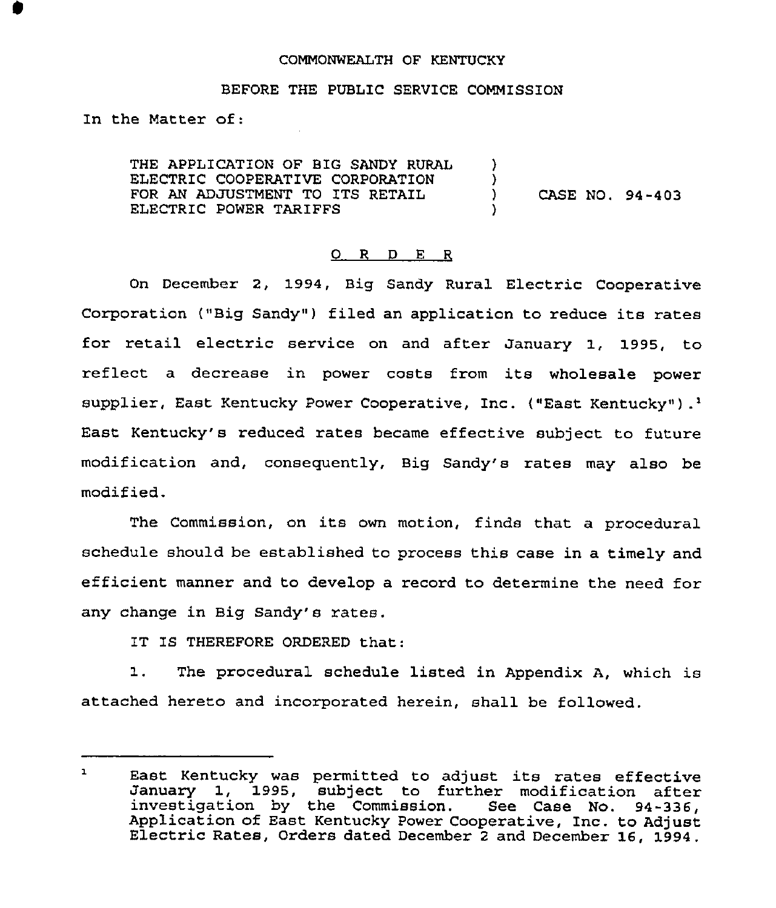COMMONWEALTH OF KENTUCKY

BEFORE THE PUBLIC SERVICE COMMISSION

In the Matter of:

THE APPLICATION OF BIG SANDY RURAL ELECTRIC COOPERATIVE CORPORATION FOR AN ADJUSTMENT TO ITS RETAIL ELECTRIC POWER TARIFFS ) CASE NO. 94-403

O R D E R

On December 2, 1994, Big Sandy Rural Electric Cooperative Corporation ("Big Sandy") filed an application to reduce its rates for retail electric service on and after January 1, 1995, to reflect a decrease in power costs from its wholesale power supplier, East Kentucky Power Cooperative, Inc. ("East Kentucky").[1] East Kentucky's reduced rates became effective subject to future modification and, consequently, Big Sandy's rates may also be modified.

The Commission, on its own motion, finds that a procedural schedule should be established to process this case in a timely and efficient manner and to develop a record to determine the need for any change in Big Sandy's rates.

IT IS THEREFORE ORDERED that:

1. The procedural schedule listed in Appendix A, which is attached hereto and incorporated herein, shall be followed.

---

[1] East Kentucky was permitted to adjust its rates effective January 1, 1995, subject to further modification after investigation by the Commission. See Case No. 94-336, Application of East Kentucky Power Cooperative, Inc. to Adjust Electric Rates, Orders dated December 2 and December 16, 1994.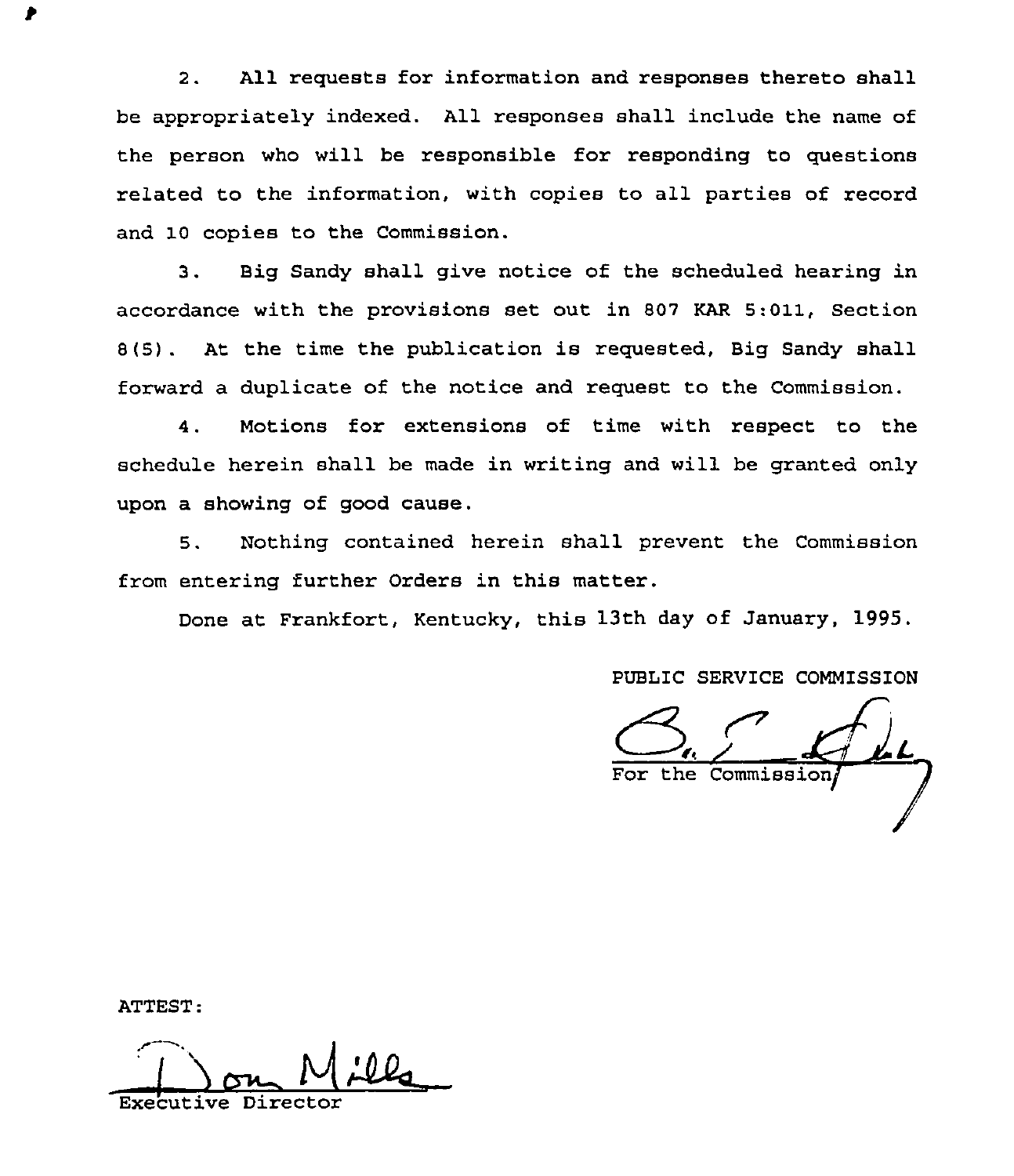2. All requests for information and responses thereto shall be appropriately indexed. All responses shall include the name of the person who will be responsible for responding to questions related to the information, with copies to all parties of record and 10 copies to the Commission.

3. Big Sandy shall give notice of the scheduled hearing in accordance with the provisions set out in 807 KAR 5:011, Section 8(5). At the time the publication is requested, Big Sandy shall forward a duplicate of the notice and request to the Commission.

4. Motions for extensions of time with respect to the schedule herein shall be made in writing and will be granted only upon a showing of good cause.

5. Nothing contained herein shall prevent the Commission from entering further Orders in this matter.

Done at Frankfort, Kentucky, this 13th day of January, 1995.

PUBLIC SERVICE COMMISSION

For the Commission

ATTEST:

Executive Director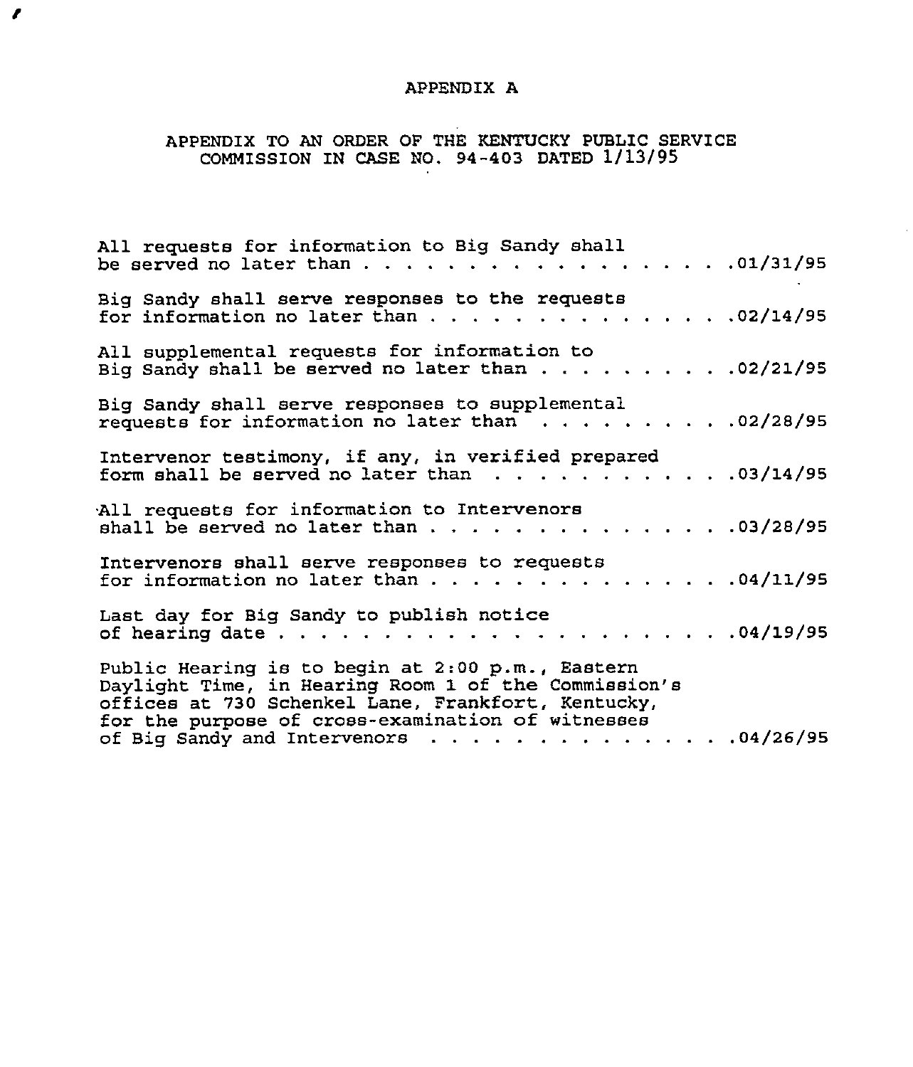# APPENDIX A

## APPENDIX TO AN ORDER OF THE KENTUCKY PUBLIC SERVICE COMMISSION IN CASE NO. 94-403 DATED 1/13/95

All requests for information to Big Sandy shall be served no later than . . . . . . . . . . . . . . . . . . .01/31/95

Big Sandy shall serve responses to the requests for information no later than . . . . . . . . . . . . . . .02/14/95

All supplemental requests for information to Big Sandy shall be served no later than . . . . . . . . . .02/21/95

Big Sandy shall serve responses to supplemental requests for information no later than . . . . . . . . . .02/28/95

Intervenor testimony, if any, in verified prepared form shall be served no later than . . . . . . . . . . .03/14/95

All requests for information to Intervenors shall be served no later than . . . . . . . . . . . . . . .03/28/95

Intervenors shall serve responses to requests for information no later than . . . . . . . . . . . . . . .04/11/95

Last day for Big Sandy to publish notice of hearing date . . . . . . . . . . . . . . . . . . . . . . . .04/19/95

Public Hearing is to begin at 2:00 p.m., Eastern Daylight Time, in Hearing Room 1 of the Commission's offices at 730 Schenkel Lane, Frankfort, Kentucky, for the purpose of cross-examination of witnesses of Big Sandy and Intervenors . . . . . . . . . . . . . . .04/26/95